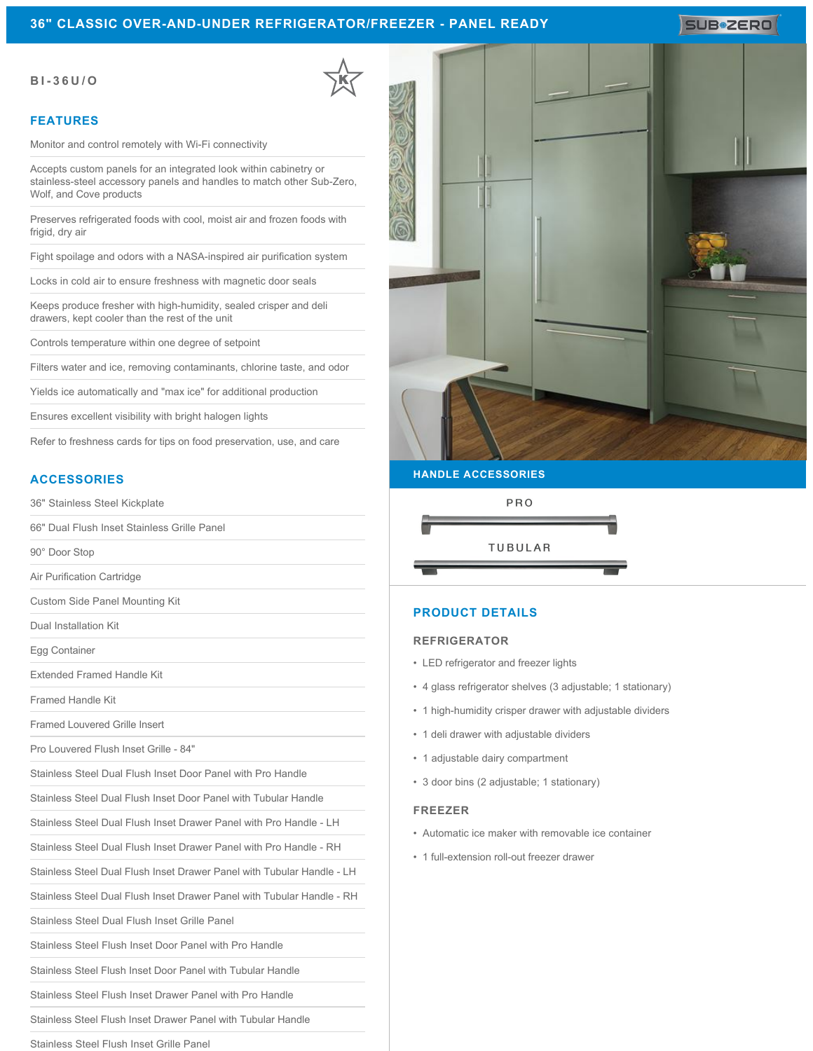# 36" CLASSIC OVER-AND-UNDER REFRIGERATOR/FREEZER - PANEL READY

SUB-ZERO

**BI-36U/O**

## FEATURES

- Monitor and control remotely with Wi-Fi connectivity
- Accepts custom panels for an integrated look within cabinetry or stainless-steel accessory panels and handles to match other Sub-Zero, Wolf, and Cove products
- Preserves refrigerated foods with cool, moist air and frozen foods with frigid, dry air
- Fight spoilage and odors with a NASA-inspired air purification system
- Locks in cold air to ensure freshness with magnetic door seals
- Keeps produce fresher with high-humidity, sealed crisper and deli drawers, kept cooler than the rest of the unit
- Controls temperature within one degree of setpoint
- Filters water and ice, removing contaminants, chlorine taste, and odor
- Yields ice automatically and "max ice" for additional production
- Ensures excellent visibility with bright halogen lights
- Refer to freshness cards for tips on food preservation, use, and care

## ACCESSORIES

- 36" Stainless Steel Kickplate
- 66" Dual Flush Inset Stainless Grille Panel
- 90° Door Stop
- Air Purification Cartridge
- Custom Side Panel Mounting Kit
- Dual Installation Kit
- Egg Container
- Extended Framed Handle Kit
- Framed Handle Kit
- Framed Louvered Grille Insert
- Pro Louvered Flush Inset Grille - 84"
- Stainless Steel Dual Flush Inset Door Panel with Pro Handle
- Stainless Steel Dual Flush Inset Door Panel with Tubular Handle
- Stainless Steel Dual Flush Inset Drawer Panel with Pro Handle - LH
- Stainless Steel Dual Flush Inset Drawer Panel with Pro Handle - RH
- Stainless Steel Dual Flush Inset Drawer Panel with Tubular Handle - LH
- Stainless Steel Dual Flush Inset Drawer Panel with Tubular Handle - RH
- Stainless Steel Dual Flush Inset Grille Panel
- Stainless Steel Flush Inset Door Panel with Pro Handle
- Stainless Steel Flush Inset Door Panel with Tubular Handle
- Stainless Steel Flush Inset Drawer Panel with Pro Handle
- Stainless Steel Flush Inset Drawer Panel with Tubular Handle
- Stainless Steel Flush Inset Grille Panel

## HANDLE ACCESSORIES

PRO

TUBULAR

## PRODUCT DETAILS

### REFRIGERATOR

- LED refrigerator and freezer lights
- 4 glass refrigerator shelves (3 adjustable; 1 stationary)
- 1 high-humidity crisper drawer with adjustable dividers
- 1 deli drawer with adjustable dividers
- 1 adjustable dairy compartment
- 3 door bins (2 adjustable; 1 stationary)

### FREEZER

- Automatic ice maker with removable ice container
- 1 full-extension roll-out freezer drawer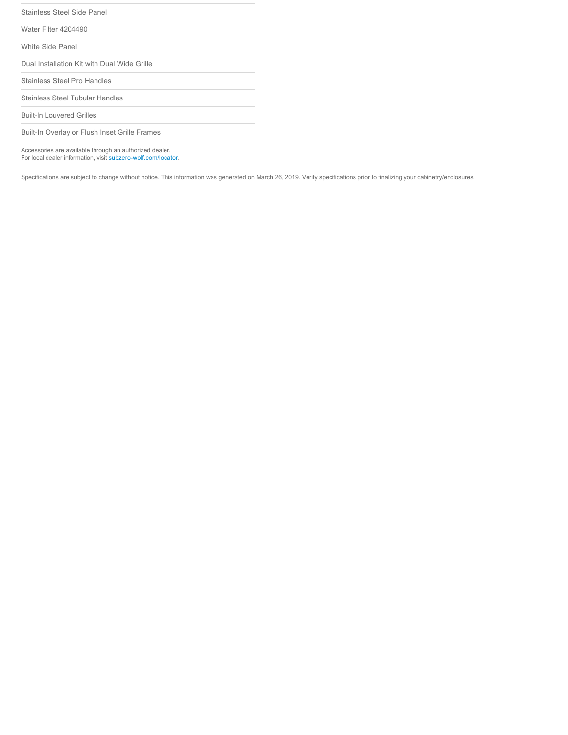- Stainless Steel Side Panel
- Water Filter 4204490
- White Side Panel
- Dual Installation Kit with Dual Wide Grille
- Stainless Steel Pro Handles
- Stainless Steel Tubular Handles
- Built-In Louvered Grilles
- Built-In Overlay or Flush Inset Grille Frames

Accessories are available through an authorized dealer.
For local dealer information, visit subzero-wolf.com/locator.

Specifications are subject to change without notice. This information was generated on March 26, 2019. Verify specifications prior to finalizing your cabinetry/enclosures.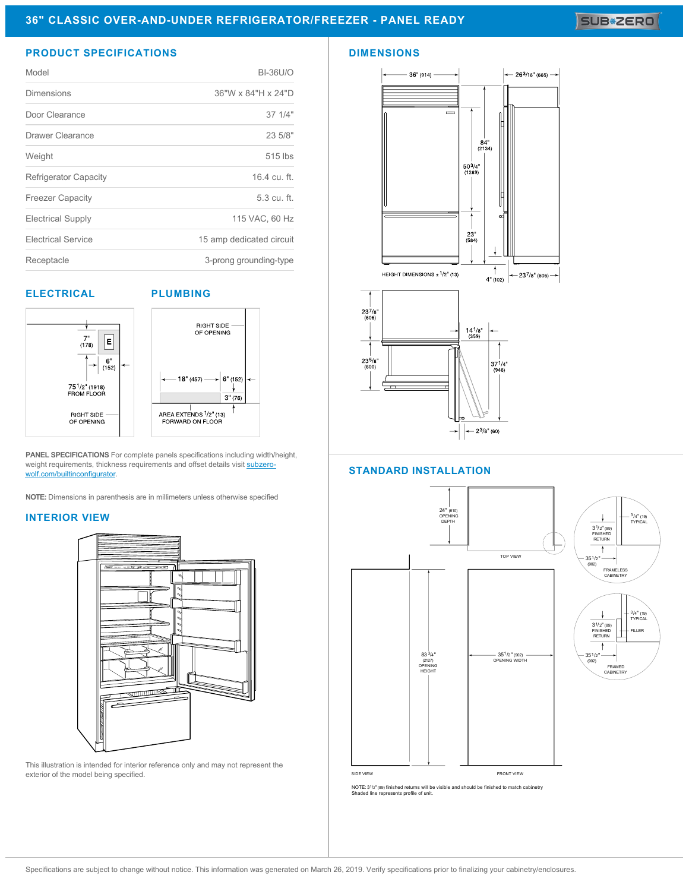# 36" CLASSIC OVER-AND-UNDER REFRIGERATOR/FREEZER - PANEL READY

## PRODUCT SPECIFICATIONS

| | |
|---|---|
| Model | BI-36U/O |
| Dimensions | 36"W x 84"H x 24"D |
| Door Clearance | 37 1/4" |
| Drawer Clearance | 23 5/8" |
| Weight | 515 lbs |
| Refrigerator Capacity | 16.4 cu. ft. |
| Freezer Capacity | 5.3 cu. ft. |
| Electrical Supply | 115 VAC, 60 Hz |
| Electrical Service | 15 amp dedicated circuit |
| Receptacle | 3-prong grounding-type |

## ELECTRICAL

7" (178)
E
6" (152)
75 1/2" (1918) FROM FLOOR
RIGHT SIDE OF OPENING

## PLUMBING

RIGHT SIDE OF OPENING
18" (457)
6" (152)
3" (76)
AREA EXTENDS 1/2" (13) FORWARD ON FLOOR

**PANEL SPECIFICATIONS** For complete panels specifications including width/height, weight requirements, thickness requirements and offset details visit subzero-wolf.com/builtinconfigurator.

**NOTE:** Dimensions in parenthesis are in millimeters unless otherwise specified

## INTERIOR VIEW

This illustration is intended for interior reference only and may not represent the exterior of the model being specified.

## DIMENSIONS

36" (914)
26 3/16" (665)
84" (2134)
50 3/4" (1289)
23" (584)
HEIGHT DIMENSIONS ± 1/2" (13)
4" (102)
23 7/8" (606)
23 7/8" (606)
14 1/8" (359)
23 5/8" (600)
37 1/4" (946)
2 3/8" (60)

## STANDARD INSTALLATION

24" (610) OPENING DEPTH
TOP VIEW
3/4" (19) TYPICAL
3 1/2" (89) FINISHED RETURN
35 1/2" (902)
FRAMELESS CABINETRY
3/4" (19) TYPICAL
3 1/2" (89) FINISHED RETURN
FILLER
35 1/2" (902)
FRAMED CABINETRY
83 3/4" (2127) OPENING HEIGHT
35 1/2" (902) OPENING WIDTH
SIDE VIEW
FRONT VIEW

NOTE: 3 1/2" (89) finished returns will be visible and should be finished to match cabinetry
Shaded line represents profile of unit.

Specifications are subject to change without notice. This information was generated on March 26, 2019. Verify specifications prior to finalizing your cabinetry/enclosures.